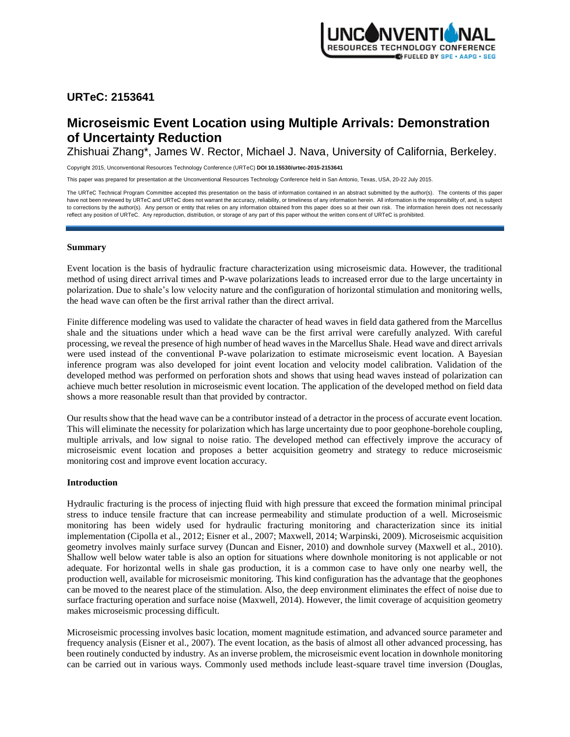## URTeC: 2153641

# Microseismic Event Location using Multiple Arrivals: Demonstration of Uncertainty Reduction

Zhishuai Zhang*, James W. Rector, Michael J. Nava, University of California, Berkeley.

Copyright 2015, Unconventional Resources Technology Conference (URTeC) **DOI 10.15530/urtec-2015-2153641**

This paper was prepared for presentation at the Unconventional Resources Technology Conference held in San Antonio, Texas, USA, 20-22 July 2015.

The URTeC Technical Program Committee accepted this presentation on the basis of information contained in an abstract submitted by the author(s). The contents of this paper have not been reviewed by URTeC and URTeC does not warrant the accuracy, reliability, or timeliness of any information herein. All information is the responsibility of, and, is subject to corrections by the author(s). Any person or entity that relies on any information obtained from this paper does so at their own risk. The information herein does not necessarily reflect any position of URTeC. Any reproduction, distribution, or storage of any part of this paper without the written consent of URTeC is prohibited.

### Summary

Event location is the basis of hydraulic fracture characterization using microseismic data. However, the traditional method of using direct arrival times and P-wave polarizations leads to increased error due to the large uncertainty in polarization. Due to shale's low velocity nature and the configuration of horizontal stimulation and monitoring wells, the head wave can often be the first arrival rather than the direct arrival.

Finite difference modeling was used to validate the character of head waves in field data gathered from the Marcellus shale and the situations under which a head wave can be the first arrival were carefully analyzed. With careful processing, we reveal the presence of high number of head waves in the Marcellus Shale. Head wave and direct arrivals were used instead of the conventional P-wave polarization to estimate microseismic event location. A Bayesian inference program was also developed for joint event location and velocity model calibration. Validation of the developed method was performed on perforation shots and shows that using head waves instead of polarization can achieve much better resolution in microseismic event location. The application of the developed method on field data shows a more reasonable result than that provided by contractor.

Our results show that the head wave can be a contributor instead of a detractor in the process of accurate event location. This will eliminate the necessity for polarization which has large uncertainty due to poor geophone-borehole coupling, multiple arrivals, and low signal to noise ratio. The developed method can effectively improve the accuracy of microseismic event location and proposes a better acquisition geometry and strategy to reduce microseismic monitoring cost and improve event location accuracy.

### Introduction

Hydraulic fracturing is the process of injecting fluid with high pressure that exceed the formation minimal principal stress to induce tensile fracture that can increase permeability and stimulate production of a well. Microseismic monitoring has been widely used for hydraulic fracturing monitoring and characterization since its initial implementation (Cipolla et al., 2012; Eisner et al., 2007; Maxwell, 2014; Warpinski, 2009). Microseismic acquisition geometry involves mainly surface survey (Duncan and Eisner, 2010) and downhole survey (Maxwell et al., 2010). Shallow well below water table is also an option for situations where downhole monitoring is not applicable or not adequate. For horizontal wells in shale gas production, it is a common case to have only one nearby well, the production well, available for microseismic monitoring. This kind configuration has the advantage that the geophones can be moved to the nearest place of the stimulation. Also, the deep environment eliminates the effect of noise due to surface fracturing operation and surface noise (Maxwell, 2014). However, the limit coverage of acquisition geometry makes microseismic processing difficult.

Microseismic processing involves basic location, moment magnitude estimation, and advanced source parameter and frequency analysis (Eisner et al., 2007). The event location, as the basis of almost all other advanced processing, has been routinely conducted by industry. As an inverse problem, the microseismic event location in downhole monitoring can be carried out in various ways. Commonly used methods include least-square travel time inversion (Douglas,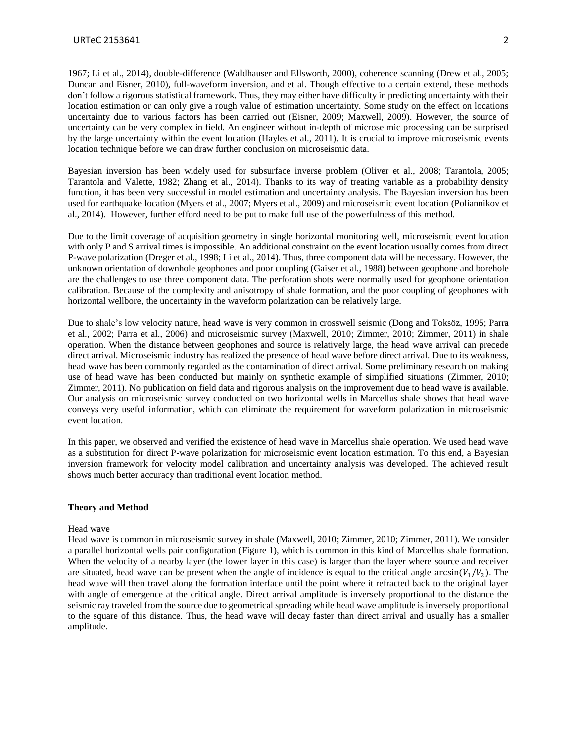1967; Li et al., 2014), double-difference (Waldhauser and Ellsworth, 2000), coherence scanning (Drew et al., 2005; Duncan and Eisner, 2010), full-waveform inversion, and et al. Though effective to a certain extend, these methods don't follow a rigorous statistical framework. Thus, they may either have difficulty in predicting uncertainty with their location estimation or can only give a rough value of estimation uncertainty. Some study on the effect on locations uncertainty due to various factors has been carried out (Eisner, 2009; Maxwell, 2009). However, the source of uncertainty can be very complex in field. An engineer without in-depth of microseimic processing can be surprised by the large uncertainty within the event location (Hayles et al., 2011). It is crucial to improve microseismic events location technique before we can draw further conclusion on microseismic data.

Bayesian inversion has been widely used for subsurface inverse problem (Oliver et al., 2008; Tarantola, 2005; Tarantola and Valette, 1982; Zhang et al., 2014). Thanks to its way of treating variable as a probability density function, it has been very successful in model estimation and uncertainty analysis. The Bayesian inversion has been used for earthquake location (Myers et al., 2007; Myers et al., 2009) and microseismic event location (Poliannikov et al., 2014). However, further efford need to be put to make full use of the powerfulness of this method.

Due to the limit coverage of acquisition geometry in single horizontal monitoring well, microseismic event location with only P and S arrival times is impossible. An additional constraint on the event location usually comes from direct P-wave polarization (Dreger et al., 1998; Li et al., 2014). Thus, three component data will be necessary. However, the unknown orientation of downhole geophones and poor coupling (Gaiser et al., 1988) between geophone and borehole are the challenges to use three component data. The perforation shots were normally used for geophone orientation calibration. Because of the complexity and anisotropy of shale formation, and the poor coupling of geophones with horizontal wellbore, the uncertainty in the waveform polarization can be relatively large.

Due to shale's low velocity nature, head wave is very common in crosswell seismic (Dong and Toksöz, 1995; Parra et al., 2002; Parra et al., 2006) and microseismic survey (Maxwell, 2010; Zimmer, 2010; Zimmer, 2011) in shale operation. When the distance between geophones and source is relatively large, the head wave arrival can precede direct arrival. Microseismic industry has realized the presence of head wave before direct arrival. Due to its weakness, head wave has been commonly regarded as the contamination of direct arrival. Some preliminary research on making use of head wave has been conducted but mainly on synthetic example of simplified situations (Zimmer, 2010; Zimmer, 2011). No publication on field data and rigorous analysis on the improvement due to head wave is available. Our analysis on microseismic survey conducted on two horizontal wells in Marcellus shale shows that head wave conveys very useful information, which can eliminate the requirement for waveform polarization in microseismic event location.

In this paper, we observed and verified the existence of head wave in Marcellus shale operation. We used head wave as a substitution for direct P-wave polarization for microseismic event location estimation. To this end, a Bayesian inversion framework for velocity model calibration and uncertainty analysis was developed. The achieved result shows much better accuracy than traditional event location method.

## Theory and Method

### Head wave

Head wave is common in microseismic survey in shale (Maxwell, 2010; Zimmer, 2010; Zimmer, 2011). We consider a parallel horizontal wells pair configuration (Figure 1), which is common in this kind of Marcellus shale formation. When the velocity of a nearby layer (the lower layer in this case) is larger than the layer where source and receiver are situated, head wave can be present when the angle of incidence is equal to the critical angle $\arcsin(V_1/V_2)$. The head wave will then travel along the formation interface until the point where it refracted back to the original layer with angle of emergence at the critical angle. Direct arrival amplitude is inversely proportional to the distance the seismic ray traveled from the source due to geometrical spreading while head wave amplitude is inversely proportional to the square of this distance. Thus, the head wave will decay faster than direct arrival and usually has a smaller amplitude.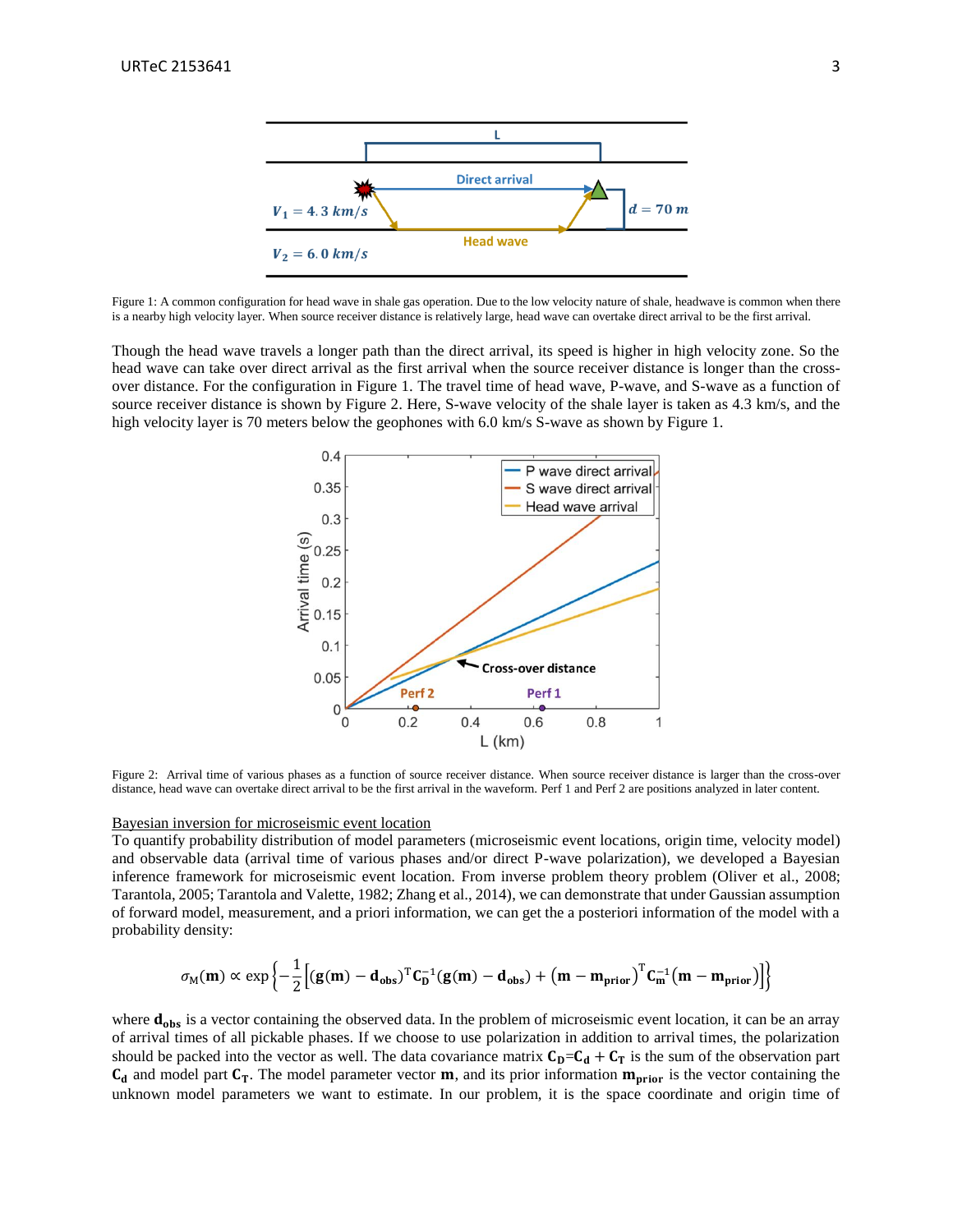Figure 1: A common configuration for head wave in shale gas operation. Due to the low velocity nature of shale, headwave is common when there is a nearby high velocity layer. When source receiver distance is relatively large, head wave can overtake direct arrival to be the first arrival.

Though the head wave travels a longer path than the direct arrival, its speed is higher in high velocity zone. So the head wave can take over direct arrival as the first arrival when the source receiver distance is longer than the cross-over distance. For the configuration in Figure 1. The travel time of head wave, P-wave, and S-wave as a function of source receiver distance is shown by Figure 2. Here, S-wave velocity of the shale layer is taken as 4.3 km/s, and the high velocity layer is 70 meters below the geophones with 6.0 km/s S-wave as shown by Figure 1.

Figure 2: Arrival time of various phases as a function of source receiver distance. When source receiver distance is larger than the cross-over distance, head wave can overtake direct arrival to be the first arrival in the waveform. Perf 1 and Perf 2 are positions analyzed in later content.

<u>Bayesian inversion for microseismic event location</u>

To quantify probability distribution of model parameters (microseismic event locations, origin time, velocity model) and observable data (arrival time of various phases and/or direct P-wave polarization), we developed a Bayesian inference framework for microseismic event location. From inverse problem theory (Oliver et al., 2008; Tarantola, 2005; Tarantola and Valette, 1982; Zhang et al., 2014), we can demonstrate that under Gaussian assumption of forward model, measurement, and a priori information, we can get the a posteriori information of the model with a probability density:

$$\sigma_{\mathrm{M}}(\mathbf{m}) \propto \exp\left\{-\frac{1}{2}\left[(\mathbf{g}(\mathbf{m}) - \mathbf{d}_{\mathbf{obs}})^{\mathrm{T}}\mathbf{C}_{\mathbf{D}}^{-1}(\mathbf{g}(\mathbf{m}) - \mathbf{d}_{\mathbf{obs}}) + \left(\mathbf{m} - \mathbf{m}_{\mathbf{prior}}\right)^{\mathrm{T}}\mathbf{C}_{\mathbf{m}}^{-1}\left(\mathbf{m} - \mathbf{m}_{\mathbf{prior}}\right)\right]\right\}$$

where $\mathbf{d}_{\mathbf{obs}}$ is a vector containing the observed data. In the problem of microseismic event location, it can be an array of arrival times of all pickable phases. If we choose to use polarization in addition to arrival times, the polarization should be packed into the vector as well. The data covariance matrix $\mathbf{C}_{\mathbf{D}}$=$\mathbf{C}_{\mathbf{d}} + \mathbf{C}_{\mathbf{T}}$ is the sum of the observation part $\mathbf{C}_{\mathbf{d}}$ and model part $\mathbf{C}_{\mathbf{T}}$. The model parameter vector $\mathbf{m}$, and its prior information $\mathbf{m}_{\mathbf{prior}}$ is the vector containing the unknown model parameters we want to estimate. In our problem, it is the space coordinate and origin time of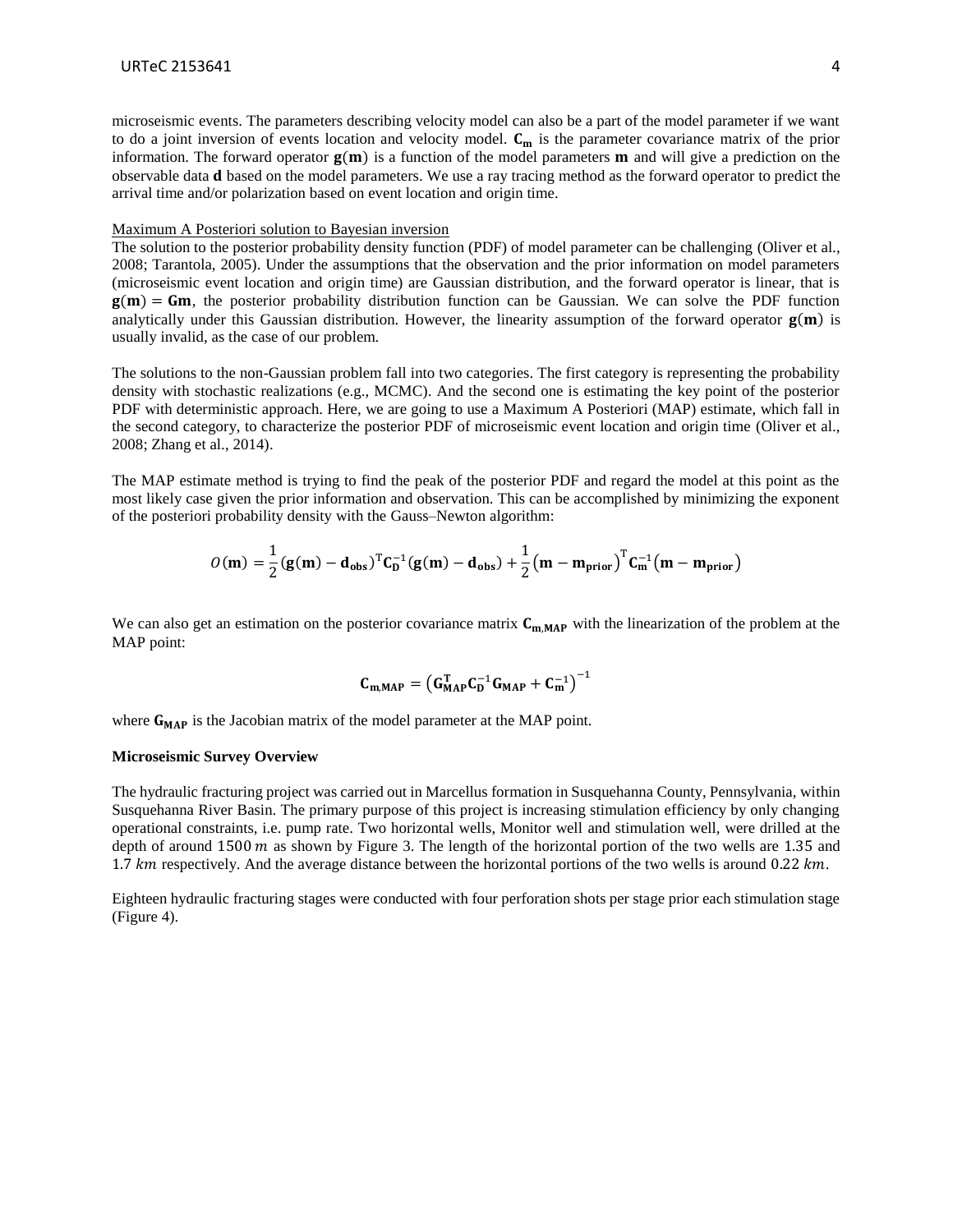microseismic events. The parameters describing velocity model can also be a part of the model parameter if we want to do a joint inversion of events location and velocity model. $\mathbf{C_m}$ is the parameter covariance matrix of the prior information. The forward operator $\mathbf{g}(\mathbf{m})$ is a function of the model parameters $\mathbf{m}$ and will give a prediction on the observable data $\mathbf{d}$ based on the model parameters. We use a ray tracing method as the forward operator to predict the arrival time and/or polarization based on event location and origin time.

Maximum A Posteriori solution to Bayesian inversion

The solution to the posterior probability density function (PDF) of model parameter can be challenging (Oliver et al., 2008; Tarantola, 2005). Under the assumptions that the observation and the prior information on model parameters (microseismic event location and origin time) are Gaussian distribution, and the forward operator is linear, that is $\mathbf{g}(\mathbf{m}) = \mathbf{Gm}$, the posterior probability distribution function can be Gaussian. We can solve the PDF function analytically under this Gaussian distribution. However, the linearity assumption of the forward operator $\mathbf{g}(\mathbf{m})$ is usually invalid, as the case of our problem.

The solutions to the non-Gaussian problem fall into two categories. The first category is representing the probability density with stochastic realizations (e.g., MCMC). And the second one is estimating the key point of the posterior PDF with deterministic approach. Here, we are going to use a Maximum A Posteriori (MAP) estimate, which fall in the second category, to characterize the posterior PDF of microseismic event location and origin time (Oliver et al., 2008; Zhang et al., 2014).

The MAP estimate method is trying to find the peak of the posterior PDF and regard the model at this point as the most likely case given the prior information and observation. This can be accomplished by minimizing the exponent of the posteriori probability density with the Gauss–Newton algorithm:

$$O(\mathbf{m}) = \frac{1}{2}(\mathbf{g}(\mathbf{m}) - \mathbf{d_{obs}})^{\mathrm{T}}\mathbf{C_D^{-1}}(\mathbf{g}(\mathbf{m}) - \mathbf{d_{obs}}) + \frac{1}{2}(\mathbf{m} - \mathbf{m_{prior}})^{\mathrm{T}}\mathbf{C_m^{-1}}(\mathbf{m} - \mathbf{m_{prior}})$$

We can also get an estimation on the posterior covariance matrix $\mathbf{C_{m,MAP}}$ with the linearization of the problem at the MAP point:

$$\mathbf{C_{m,MAP}} = \left(\mathbf{G_{MAP}^T}\mathbf{C_D^{-1}}\mathbf{G_{MAP}} + \mathbf{C_m^{-1}}\right)^{-1}$$

where $\mathbf{G_{MAP}}$ is the Jacobian matrix of the model parameter at the MAP point.

**Microseismic Survey Overview**

The hydraulic fracturing project was carried out in Marcellus formation in Susquehanna County, Pennsylvania, within Susquehanna River Basin. The primary purpose of this project is increasing stimulation efficiency by only changing operational constraints, i.e. pump rate. Two horizontal wells, Monitor well and stimulation well, were drilled at the depth of around $1500\,m$ as shown by Figure 3. The length of the horizontal portion of the two wells are $1.35$ and $1.7\ km$ respectively. And the average distance between the horizontal portions of the two wells is around $0.22\ km$.

Eighteen hydraulic fracturing stages were conducted with four perforation shots per stage prior each stimulation stage (Figure 4).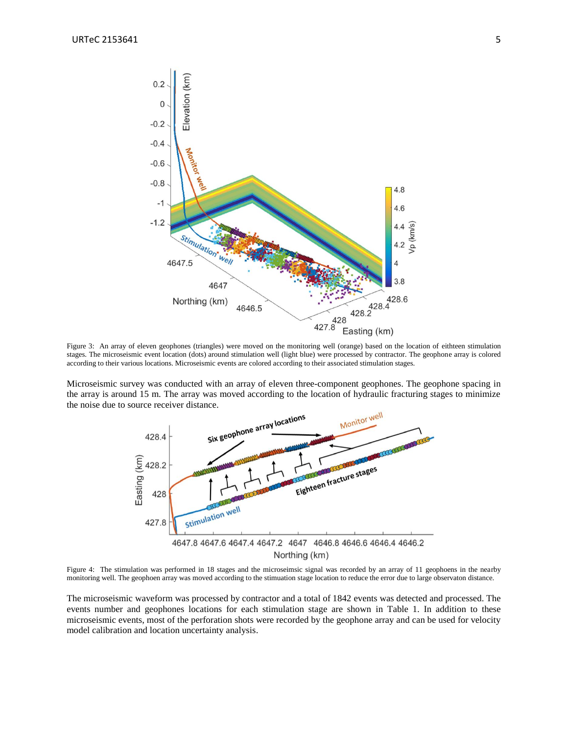Figure 3: An array of eleven geophones (triangles) were moved on the monitoring well (orange) based on the location of eithteen stimulation stages. The microseismic event location (dots) around stimulation well (light blue) were processed by contractor. The geophone array is colored according to their various locations. Microseismic events are colored according to their associated stimulation stages.

Microseismic survey was conducted with an array of eleven three-component geophones. The geophone spacing in the array is around 15 m. The array was moved according to the location of hydraulic fracturing stages to minimize the noise due to source receiver distance.

Figure 4: The stimulation was performed in 18 stages and the microseimsic signal was recorded by an array of 11 geophoens in the nearby monitoring well. The geophoen array was moved according to the stimuation stage location to reduce the error due to large observaton distance.

The microseismic waveform was processed by contractor and a total of 1842 events was detected and processed. The events number and geophones locations for each stimulation stage are shown in Table 1. In addition to these microseismic events, most of the perforation shots were recorded by the geophone array and can be used for velocity model calibration and location uncertainty analysis.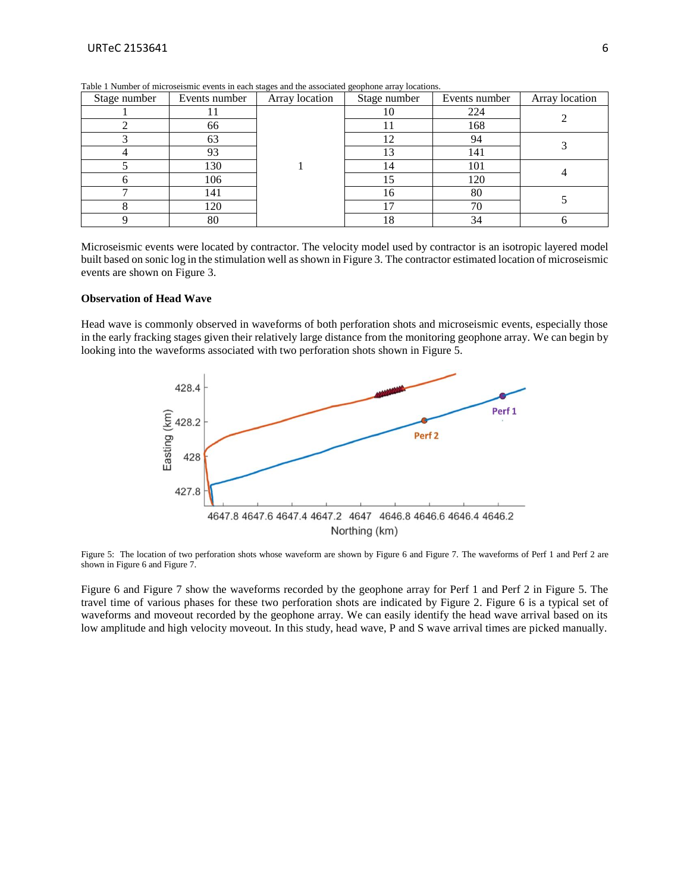Table 1 Number of microseismic events in each stages and the associated geophone array locations.

| Stage number | Events number | Array location | Stage number | Events number | Array location |
|---|---|---|---|---|---|
| 1 | 11 | 1 | 10 | 224 | 2 |
| 2 | 66 | | 11 | 168 | |
| 3 | 63 | | 12 | 94 | 3 |
| 4 | 93 | | 13 | 141 | |
| 5 | 130 | | 14 | 101 | 4 |
| 6 | 106 | | 15 | 120 | |
| 7 | 141 | | 16 | 80 | 5 |
| 8 | 120 | | 17 | 70 | |
| 9 | 80 | | 18 | 34 | 6 |

Microseismic events were located by contractor. The velocity model used by contractor is an isotropic layered model built based on sonic log in the stimulation well as shown in Figure 3. The contractor estimated location of microseismic events are shown on Figure 3.

**Observation of Head Wave**

Head wave is commonly observed in waveforms of both perforation shots and microseismic events, especially those in the early fracking stages given their relatively large distance from the monitoring geophone array. We can begin by looking into the waveforms associated with two perforation shots shown in Figure 5.

Figure 5: The location of two perforation shots whose waveform are shown by Figure 6 and Figure 7. The waveforms of Perf 1 and Perf 2 are shown in Figure 6 and Figure 7.

Figure 6 and Figure 7 show the waveforms recorded by the geophone array for Perf 1 and Perf 2 in Figure 5. The travel time of various phases for these two perforation shots are indicated by Figure 2. Figure 6 is a typical set of waveforms and moveout recorded by the geophone array. We can easily identify the head wave arrival based on its low amplitude and high velocity moveout. In this study, head wave, P and S wave arrival times are picked manually.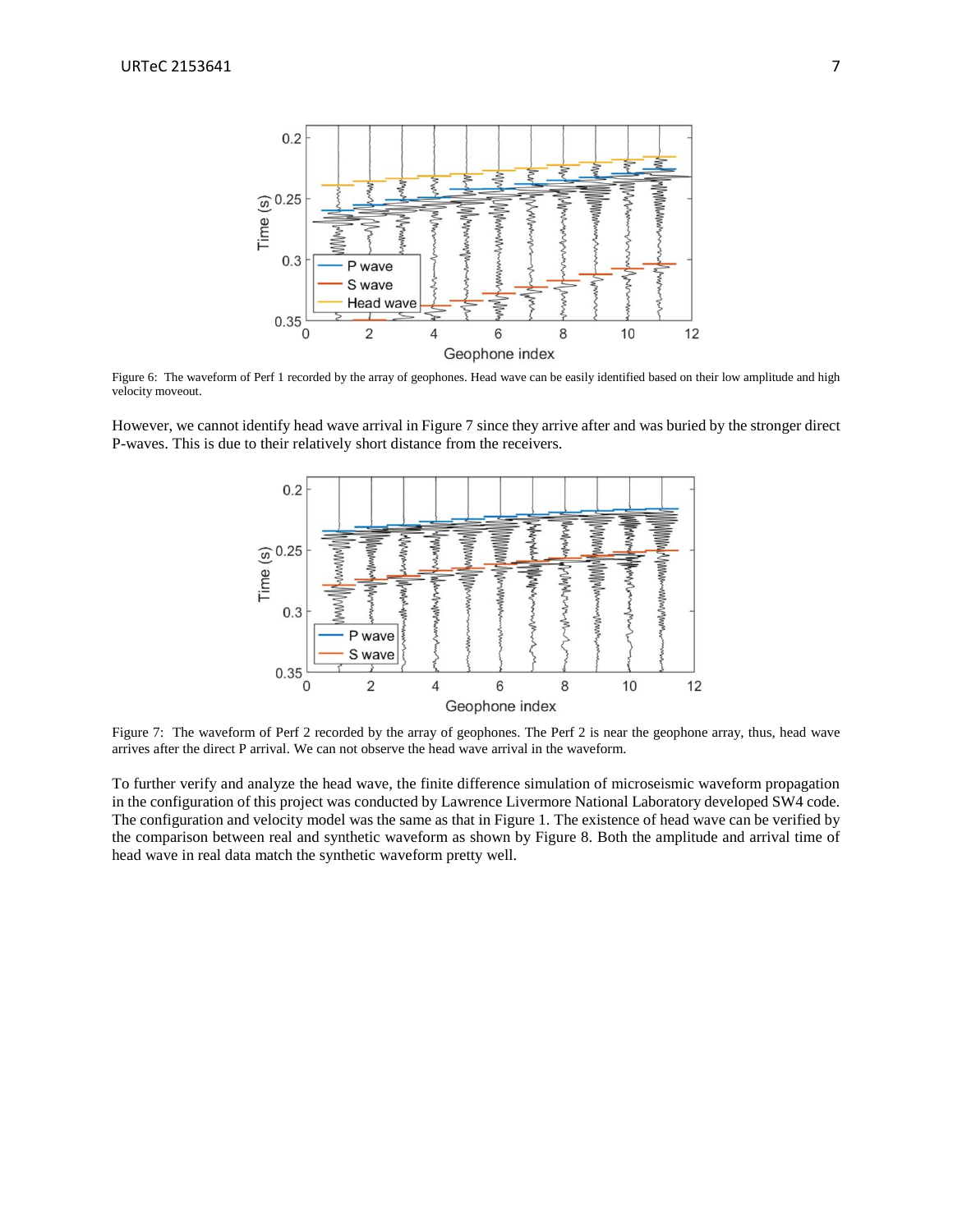Figure 6: The waveform of Perf 1 recorded by the array of geophones. Head wave can be easily identified based on their low amplitude and high velocity moveout.

However, we cannot identify head wave arrival in Figure 7 since they arrive after and was buried by the stronger direct P-waves. This is due to their relatively short distance from the receivers.

Figure 7: The waveform of Perf 2 recorded by the array of geophones. The Perf 2 is near the geophone array, thus, head wave arrives after the direct P arrival. We can not observe the head wave arrival in the waveform.

To further verify and analyze the head wave, the finite difference simulation of microseismic waveform propagation in the configuration of this project was conducted by Lawrence Livermore National Laboratory developed SW4 code. The configuration and velocity model was the same as that in Figure 1. The existence of head wave can be verified by the comparison between real and synthetic waveform as shown by Figure 8. Both the amplitude and arrival time of head wave in real data match the synthetic waveform pretty well.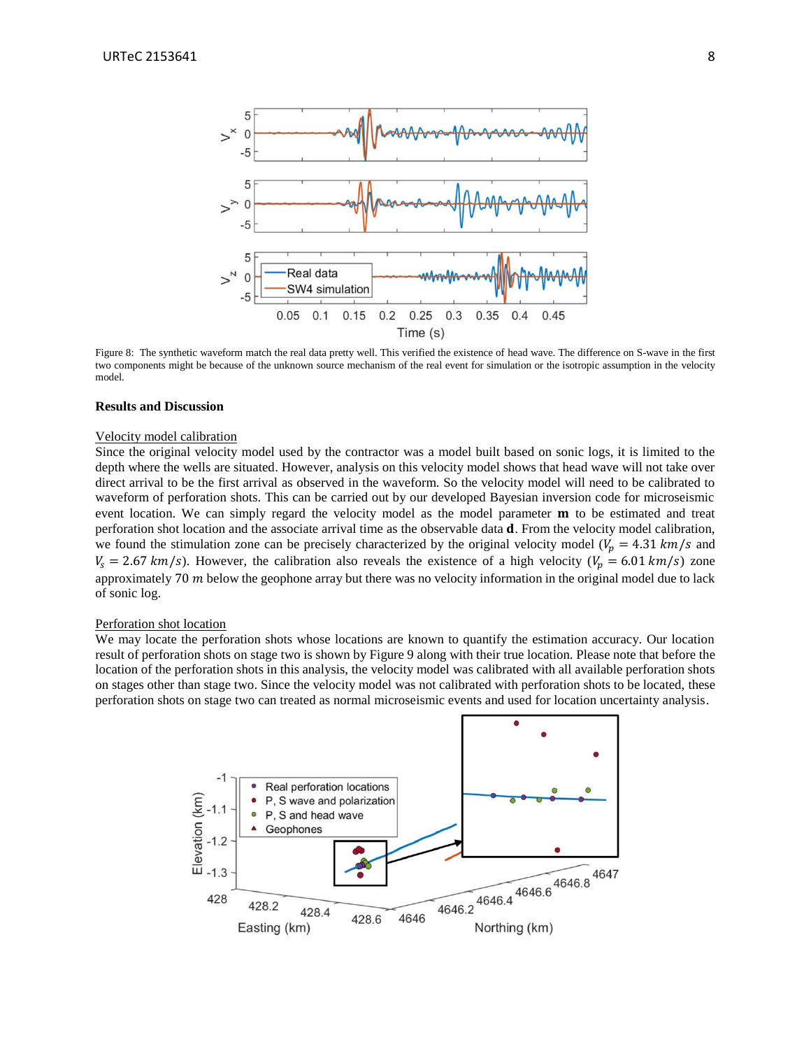Figure 8: The synthetic waveform match the real data pretty well. This verified the existence of head wave. The difference on S-wave in the first two components might be because of the unknown source mechanism of the real event for simulation or the isotropic assumption in the velocity model.

**Results and Discussion**

Velocity model calibration

Since the original velocity model used by the contractor was a model built based on sonic logs, it is limited to the depth where the wells are situated. However, analysis on this velocity model shows that head wave will not take over direct arrival to be the first arrival as observed in the waveform. So the velocity model will need to be calibrated to waveform of perforation shots. This can be carried out by our developed Bayesian inversion code for microseismic event location. We can simply regard the velocity model as the model parameter $\mathbf{m}$ to be estimated and treat perforation shot location and the associate arrival time as the observable data $\mathbf{d}$. From the velocity model calibration, we found the stimulation zone can be precisely characterized by the original velocity model ($V_p = 4.31\ km/s$ and $V_s = 2.67\ km/s$). However, the calibration also reveals the existence of a high velocity ($V_p = 6.01\ km/s$) zone approximately 70 $m$ below the geophone array but there was no velocity information in the original model due to lack of sonic log.

Perforation shot location

We may locate the perforation shots whose locations are known to quantify the estimation accuracy. Our location result of perforation shots on stage two is shown by Figure 9 along with their true location. Please note that before the location of the perforation shots in this analysis, the velocity model was calibrated with all available perforation shots on stages other than stage two. Since the velocity model was not calibrated with perforation shots to be located, these perforation shots on stage two can treated as normal microseismic events and used for location uncertainty analysis.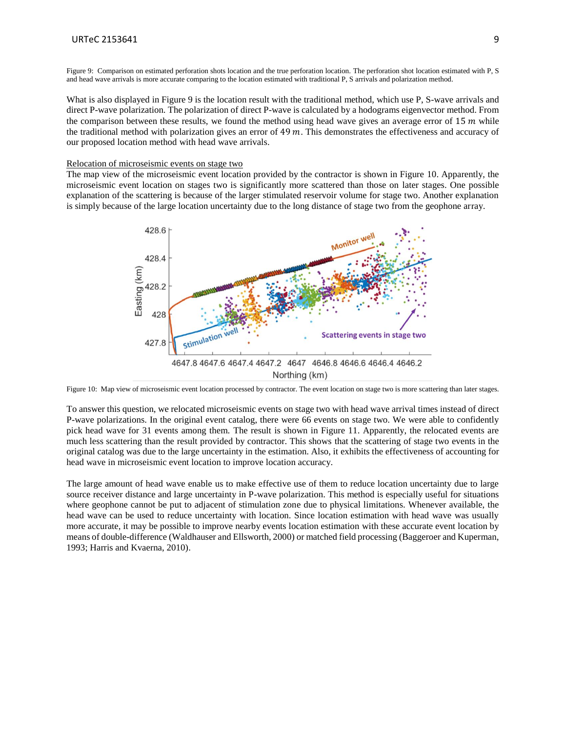Figure 9: Comparison on estimated perforation shots location and the true perforation location. The perforation shot location estimated with P, S and head wave arrivals is more accurate comparing to the location estimated with traditional P, S arrivals and polarization method.

What is also displayed in Figure 9 is the location result with the traditional method, which use P, S-wave arrivals and direct P-wave polarization. The polarization of direct P-wave is calculated by a hodograms eigenvector method. From the comparison between these results, we found the method using head wave gives an average error of $15\ m$ while the traditional method with polarization gives an error of $49\ m$. This demonstrates the effectiveness and accuracy of our proposed location method with head wave arrivals.

### Relocation of microseismic events on stage two

The map view of the microseismic event location provided by the contractor is shown in Figure 10. Apparently, the microseismic event location on stages two is significantly more scattered than those on later stages. One possible explanation of the scattering is because of the larger stimulated reservoir volume for stage two. Another explanation is simply because of the large location uncertainty due to the long distance of stage two from the geophone array.

Figure 10: Map view of microseismic event location processed by contractor. The event location on stage two is more scattering than later stages.

To answer this question, we relocated microseismic events on stage two with head wave arrival times instead of direct P-wave polarizations. In the original event catalog, there were 66 events on stage two. We were able to confidently pick head wave for 31 events among them. The result is shown in Figure 11. Apparently, the relocated events are much less scattering than the result provided by contractor. This shows that the scattering of stage two events in the original catalog was due to the large uncertainty in the estimation. Also, it exhibits the effectiveness of accounting for head wave in microseismic event location to improve location accuracy.

The large amount of head wave enable us to make effective use of them to reduce location uncertainty due to large source receiver distance and large uncertainty in P-wave polarization. This method is especially useful for situations where geophone cannot be put to adjacent of stimulation zone due to physical limitations. Whenever available, the head wave can be used to reduce uncertainty with location. Since location estimation with head wave was usually more accurate, it may be possible to improve nearby events location estimation with these accurate event location by means of double-difference (Waldhauser and Ellsworth, 2000) or matched field processing (Baggeroer and Kuperman, 1993; Harris and Kvaerna, 2010).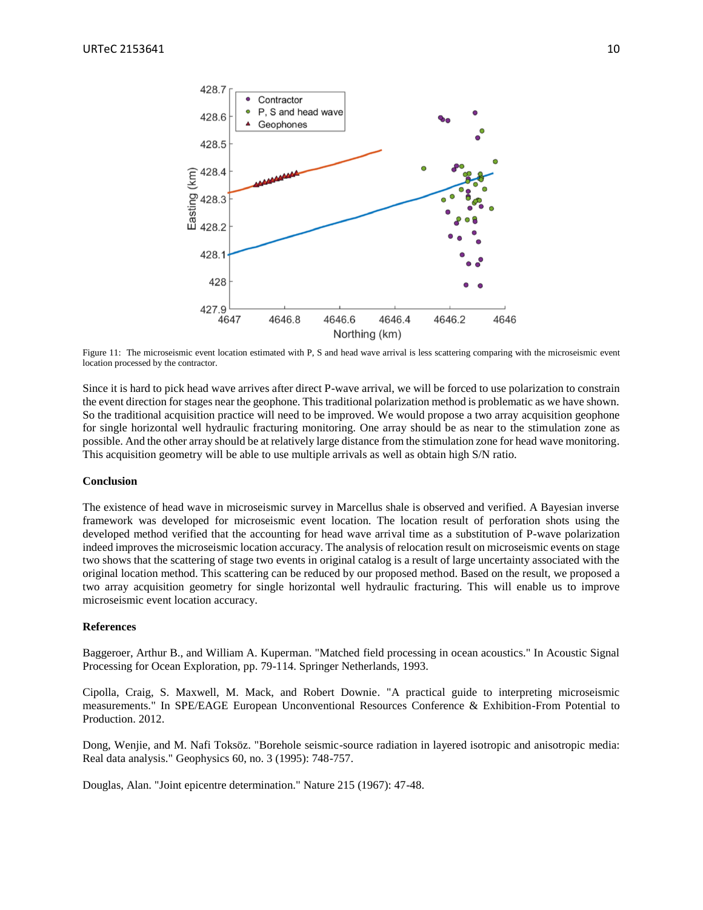428.7
428.6
428.5
428.4
428.3
428.2
428.1
428
427.9
Easting (km)
4647
4646.8
4646.6
4646.4
4646.2
4646
Northing (km)
Contractor
P, S and head wave
Geophones

Figure 11: The microseismic event location estimated with P, S and head wave arrival is less scattering comparing with the microseismic event location processed by the contractor.

Since it is hard to pick head wave arrives after direct P-wave arrival, we will be forced to use polarization to constrain the event direction for stages near the geophone. This traditional polarization method is problematic as we have shown. So the traditional acquisition practice will need to be improved. We would propose a two array acquisition geophone for single horizontal well hydraulic fracturing monitoring. One array should be as near to the stimulation zone as possible. And the other array should be at relatively large distance from the stimulation zone for head wave monitoring. This acquisition geometry will be able to use multiple arrivals as well as obtain high S/N ratio.

## Conclusion

The existence of head wave in microseismic survey in Marcellus shale is observed and verified. A Bayesian inverse framework was developed for microseismic event location. The location result of perforation shots using the developed method verified that the accounting for head wave arrival time as a substitution of P-wave polarization indeed improves the microseismic location accuracy. The analysis of relocation result on microseismic events on stage two shows that the scattering of stage two events in original catalog is a result of large uncertainty associated with the original location method. This scattering can be reduced by our proposed method. Based on the result, we proposed a two array acquisition geometry for single horizontal well hydraulic fracturing. This will enable us to improve microseismic event location accuracy.

## References

Baggeroer, Arthur B., and William A. Kuperman. "Matched field processing in ocean acoustics." In Acoustic Signal Processing for Ocean Exploration, pp. 79-114. Springer Netherlands, 1993.

Cipolla, Craig, S. Maxwell, M. Mack, and Robert Downie. "A practical guide to interpreting microseismic measurements." In SPE/EAGE European Unconventional Resources Conference & Exhibition-From Potential to Production. 2012.

Dong, Wenjie, and M. Nafi Toksöz. "Borehole seismic-source radiation in layered isotropic and anisotropic media: Real data analysis." Geophysics 60, no. 3 (1995): 748-757.

Douglas, Alan. "Joint epicentre determination." Nature 215 (1967): 47-48.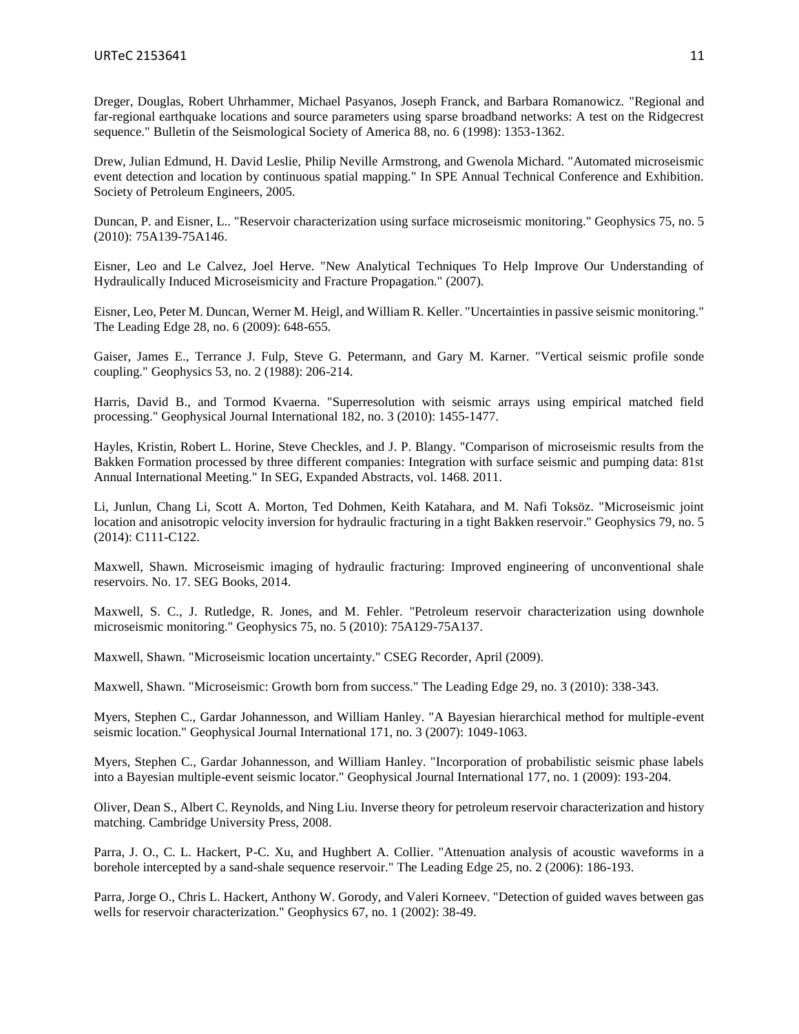Dreger, Douglas, Robert Uhrhammer, Michael Pasyanos, Joseph Franck, and Barbara Romanowicz. "Regional and far-regional earthquake locations and source parameters using sparse broadband networks: A test on the Ridgecrest sequence." Bulletin of the Seismological Society of America 88, no. 6 (1998): 1353-1362.

Drew, Julian Edmund, H. David Leslie, Philip Neville Armstrong, and Gwenola Michard. "Automated microseismic event detection and location by continuous spatial mapping." In SPE Annual Technical Conference and Exhibition. Society of Petroleum Engineers, 2005.

Duncan, P. and Eisner, L.. "Reservoir characterization using surface microseismic monitoring." Geophysics 75, no. 5 (2010): 75A139-75A146.

Eisner, Leo and Le Calvez, Joel Herve. "New Analytical Techniques To Help Improve Our Understanding of Hydraulically Induced Microseismicity and Fracture Propagation." (2007).

Eisner, Leo, Peter M. Duncan, Werner M. Heigl, and William R. Keller. "Uncertainties in passive seismic monitoring." The Leading Edge 28, no. 6 (2009): 648-655.

Gaiser, James E., Terrance J. Fulp, Steve G. Petermann, and Gary M. Karner. "Vertical seismic profile sonde coupling." Geophysics 53, no. 2 (1988): 206-214.

Harris, David B., and Tormod Kvaerna. "Superresolution with seismic arrays using empirical matched field processing." Geophysical Journal International 182, no. 3 (2010): 1455-1477.

Hayles, Kristin, Robert L. Horine, Steve Checkles, and J. P. Blangy. "Comparison of microseismic results from the Bakken Formation processed by three different companies: Integration with surface seismic and pumping data: 81st Annual International Meeting." In SEG, Expanded Abstracts, vol. 1468. 2011.

Li, Junlun, Chang Li, Scott A. Morton, Ted Dohmen, Keith Katahara, and M. Nafi Toksöz. "Microseismic joint location and anisotropic velocity inversion for hydraulic fracturing in a tight Bakken reservoir." Geophysics 79, no. 5 (2014): C111-C122.

Maxwell, Shawn. Microseismic imaging of hydraulic fracturing: Improved engineering of unconventional shale reservoirs. No. 17. SEG Books, 2014.

Maxwell, S. C., J. Rutledge, R. Jones, and M. Fehler. "Petroleum reservoir characterization using downhole microseismic monitoring." Geophysics 75, no. 5 (2010): 75A129-75A137.

Maxwell, Shawn. "Microseismic location uncertainty." CSEG Recorder, April (2009).

Maxwell, Shawn. "Microseismic: Growth born from success." The Leading Edge 29, no. 3 (2010): 338-343.

Myers, Stephen C., Gardar Johannesson, and William Hanley. "A Bayesian hierarchical method for multiple-event seismic location." Geophysical Journal International 171, no. 3 (2007): 1049-1063.

Myers, Stephen C., Gardar Johannesson, and William Hanley. "Incorporation of probabilistic seismic phase labels into a Bayesian multiple-event seismic locator." Geophysical Journal International 177, no. 1 (2009): 193-204.

Oliver, Dean S., Albert C. Reynolds, and Ning Liu. Inverse theory for petroleum reservoir characterization and history matching. Cambridge University Press, 2008.

Parra, J. O., C. L. Hackert, P-C. Xu, and Hughbert A. Collier. "Attenuation analysis of acoustic waveforms in a borehole intercepted by a sand-shale sequence reservoir." The Leading Edge 25, no. 2 (2006): 186-193.

Parra, Jorge O., Chris L. Hackert, Anthony W. Gorody, and Valeri Korneev. "Detection of guided waves between gas wells for reservoir characterization." Geophysics 67, no. 1 (2002): 38-49.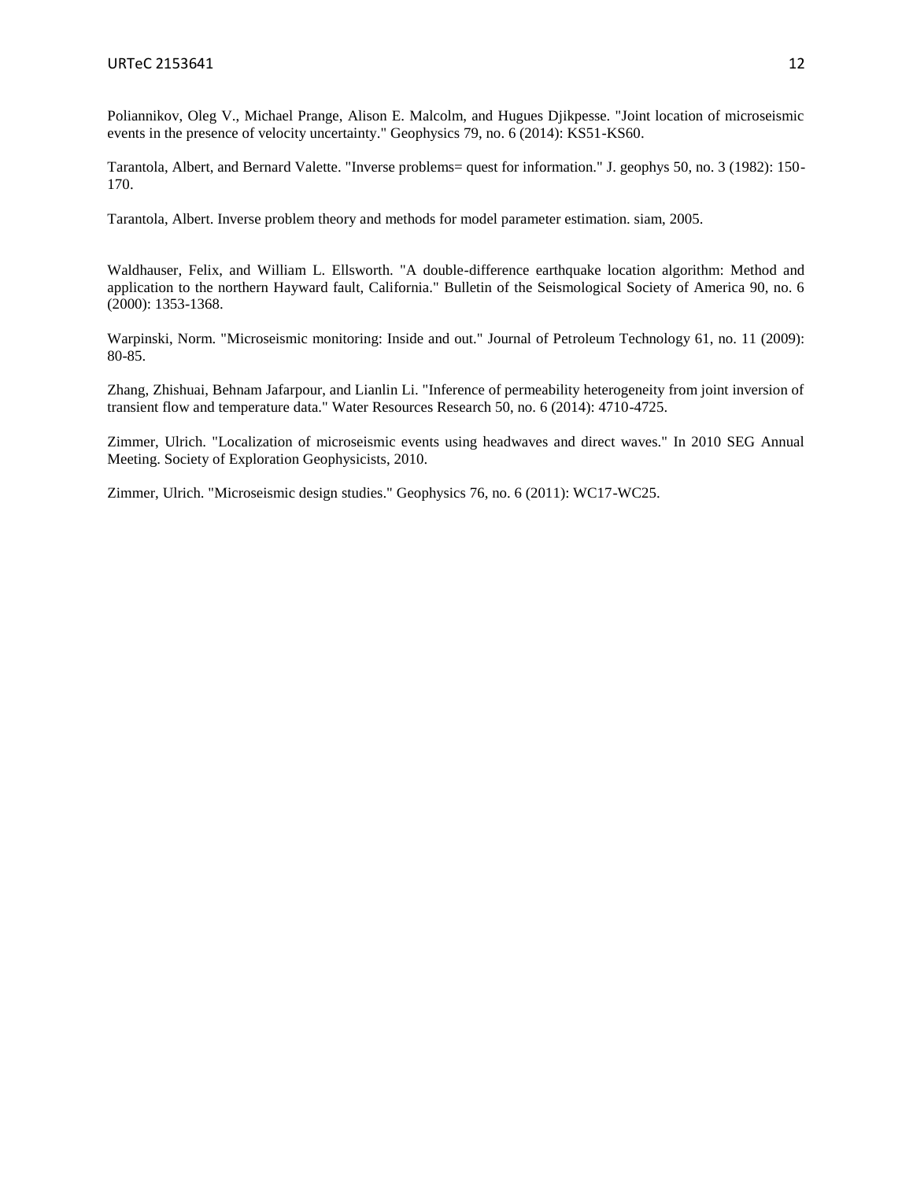Poliannikov, Oleg V., Michael Prange, Alison E. Malcolm, and Hugues Djikpesse. "Joint location of microseismic events in the presence of velocity uncertainty." Geophysics 79, no. 6 (2014): KS51-KS60.

Tarantola, Albert, and Bernard Valette. "Inverse problems= quest for information." J. geophys 50, no. 3 (1982): 150-170.

Tarantola, Albert. Inverse problem theory and methods for model parameter estimation. siam, 2005.

Waldhauser, Felix, and William L. Ellsworth. "A double-difference earthquake location algorithm: Method and application to the northern Hayward fault, California." Bulletin of the Seismological Society of America 90, no. 6 (2000): 1353-1368.

Warpinski, Norm. "Microseismic monitoring: Inside and out." Journal of Petroleum Technology 61, no. 11 (2009): 80-85.

Zhang, Zhishuai, Behnam Jafarpour, and Lianlin Li. "Inference of permeability heterogeneity from joint inversion of transient flow and temperature data." Water Resources Research 50, no. 6 (2014): 4710-4725.

Zimmer, Ulrich. "Localization of microseismic events using headwaves and direct waves." In 2010 SEG Annual Meeting. Society of Exploration Geophysicists, 2010.

Zimmer, Ulrich. "Microseismic design studies." Geophysics 76, no. 6 (2011): WC17-WC25.